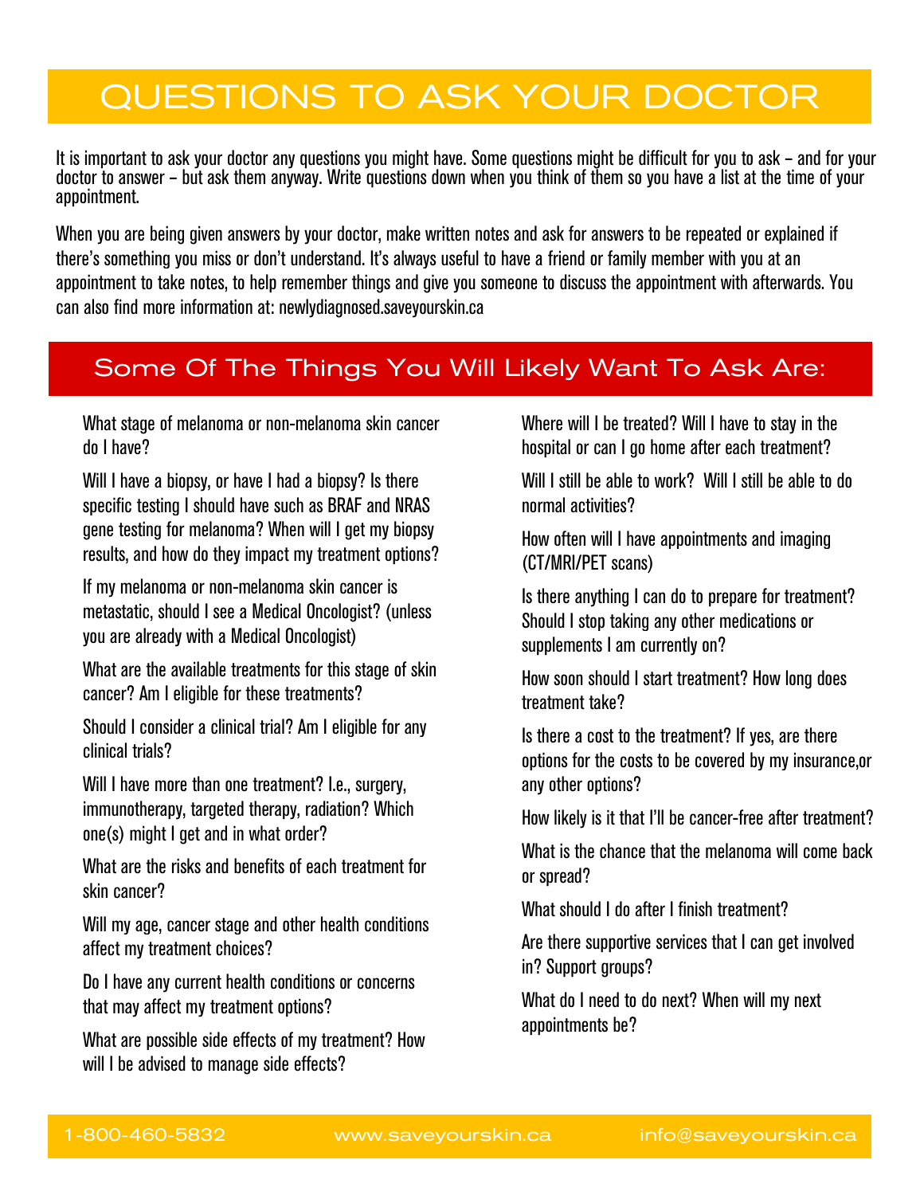# QUESTIONS TO ASK YOUR DOCTOR

It is important to ask your doctor any questions you might have. Some questions might be difficult for you to ask – and for your doctor to answer – but ask them anyway. Write questions down when you think of them so you have a list at the time of your appointment.

When you are being given answers by your doctor, make written notes and ask for answers to be repeated or explained if there's something you miss or don't understand. It's always useful to have a friend or family member with you at an appointment to take notes, to help remember things and give you someone to discuss the appointment with afterwards. You can also find more information at: newlydiagnosed.saveyourskin.ca

## Some Of The Things You Will Likely Want To Ask Are:

What stage of melanoma or non-melanoma skin cancer do I have?

Will I have a biopsy, or have I had a biopsy? Is there specific testing I should have such as BRAF and NRAS gene testing for melanoma? When will I get my biopsy results, and how do they impact my treatment options?

If my melanoma or non-melanoma skin cancer is metastatic, should I see a Medical Oncologist? (unless you are already with a Medical Oncologist)

What are the available treatments for this stage of skin cancer? Am I eligible for these treatments?

Should I consider a clinical trial? Am I eligible for any clinical trials?

Will I have more than one treatment? I.e., surgery, immunotherapy, targeted therapy, radiation? Which one(s) might I get and in what order?

What are the risks and benefits of each treatment for skin cancer?

Will my age, cancer stage and other health conditions affect my treatment choices?

Do I have any current health conditions or concerns that may affect my treatment options?

What are possible side effects of my treatment? How will I be advised to manage side effects?

Where will I be treated? Will I have to stay in the hospital or can I go home after each treatment?

Will I still be able to work? Will I still be able to do normal activities?

How often will I have appointments and imaging (CT/MRI/PET scans)

Is there anything I can do to prepare for treatment? Should I stop taking any other medications or supplements I am currently on?

How soon should I start treatment? How long does treatment take?

Is there a cost to the treatment? If yes, are there options for the costs to be covered by my insurance,or any other options?

How likely is it that I'll be cancer-free after treatment?

What is the chance that the melanoma will come back or spread?

What should I do after I finish treatment?

Are there supportive services that I can get involved in? Support groups?

What do I need to do next? When will my next appointments be?

1-800-460-5832 www.saveyourskin.ca info@saveyourskin.ca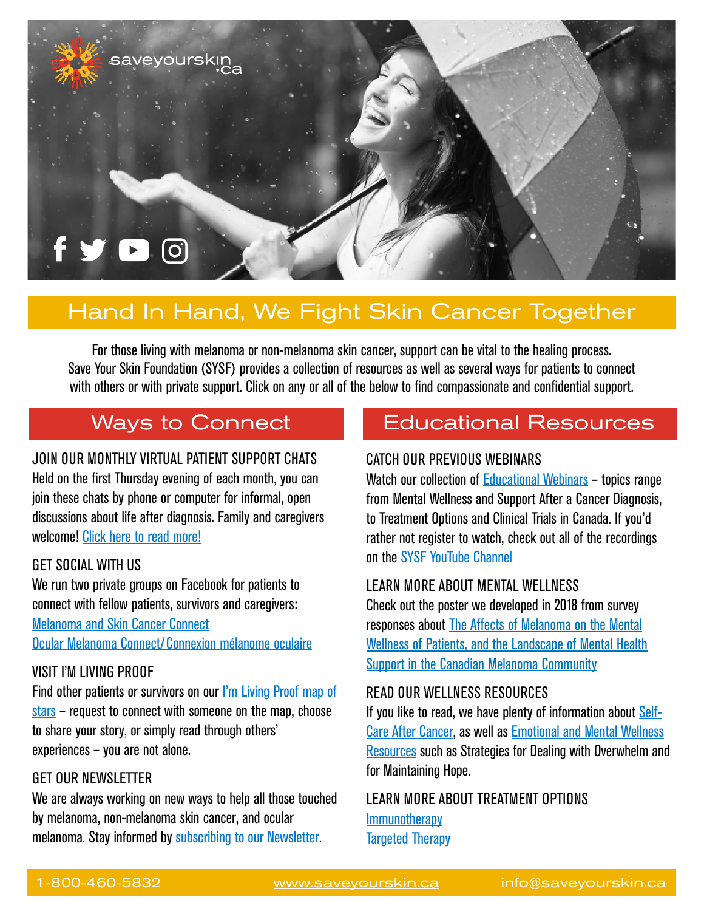saveyourskin.ca

# Hand In Hand, We Fight Skin Cancer Together

For those living with melanoma or non-melanoma skin cancer, support can be vital to the healing process. Save Your Skin Foundation (SYSF) provides a collection of resources as well as several ways for patients to connect with others or with private support. Click on any or all of the below to find compassionate and confidential support.

## Ways to Connect

### JOIN OUR MONTHLY VIRTUAL PATIENT SUPPORT CHATS

Held on the first Thursday evening of each month, you can join these chats by phone or computer for informal, open discussions about life after diagnosis. Family and caregivers welcome! Click here to read more!

### GET SOCIAL WITH US

We run two private groups on Facebook for patients to connect with fellow patients, survivors and caregivers:

Melanoma and Skin Cancer Connect
Ocular Melanoma Connect/Connexion mélanome oculaire

### VISIT I'M LIVING PROOF

Find other patients or survivors on our I'm Living Proof map of stars – request to connect with someone on the map, choose to share your story, or simply read through others' experiences – you are not alone.

### GET OUR NEWSLETTER

We are always working on new ways to help all those touched by melanoma, non-melanoma skin cancer, and ocular melanoma. Stay informed by subscribing to our Newsletter.

## Educational Resources

### CATCH OUR PREVIOUS WEBINARS

Watch our collection of Educational Webinars – topics range from Mental Wellness and Support After a Cancer Diagnosis, to Treatment Options and Clinical Trials in Canada. If you'd rather not register to watch, check out all of the recordings on the SYSF YouTube Channel

### LEARN MORE ABOUT MENTAL WELLNESS

Check out the poster we developed in 2018 from survey responses about The Affects of Melanoma on the Mental Wellness of Patients, and the Landscape of Mental Health Support in the Canadian Melanoma Community

### READ OUR WELLNESS RESOURCES

If you like to read, we have plenty of information about Self-Care After Cancer, as well as Emotional and Mental Wellness Resources such as Strategies for Dealing with Overwhelm and for Maintaining Hope.

### LEARN MORE ABOUT TREATMENT OPTIONS

Immunotherapy
Targeted Therapy

1-800-460-5832 www.saveyourskin.ca info@saveyourskin.ca